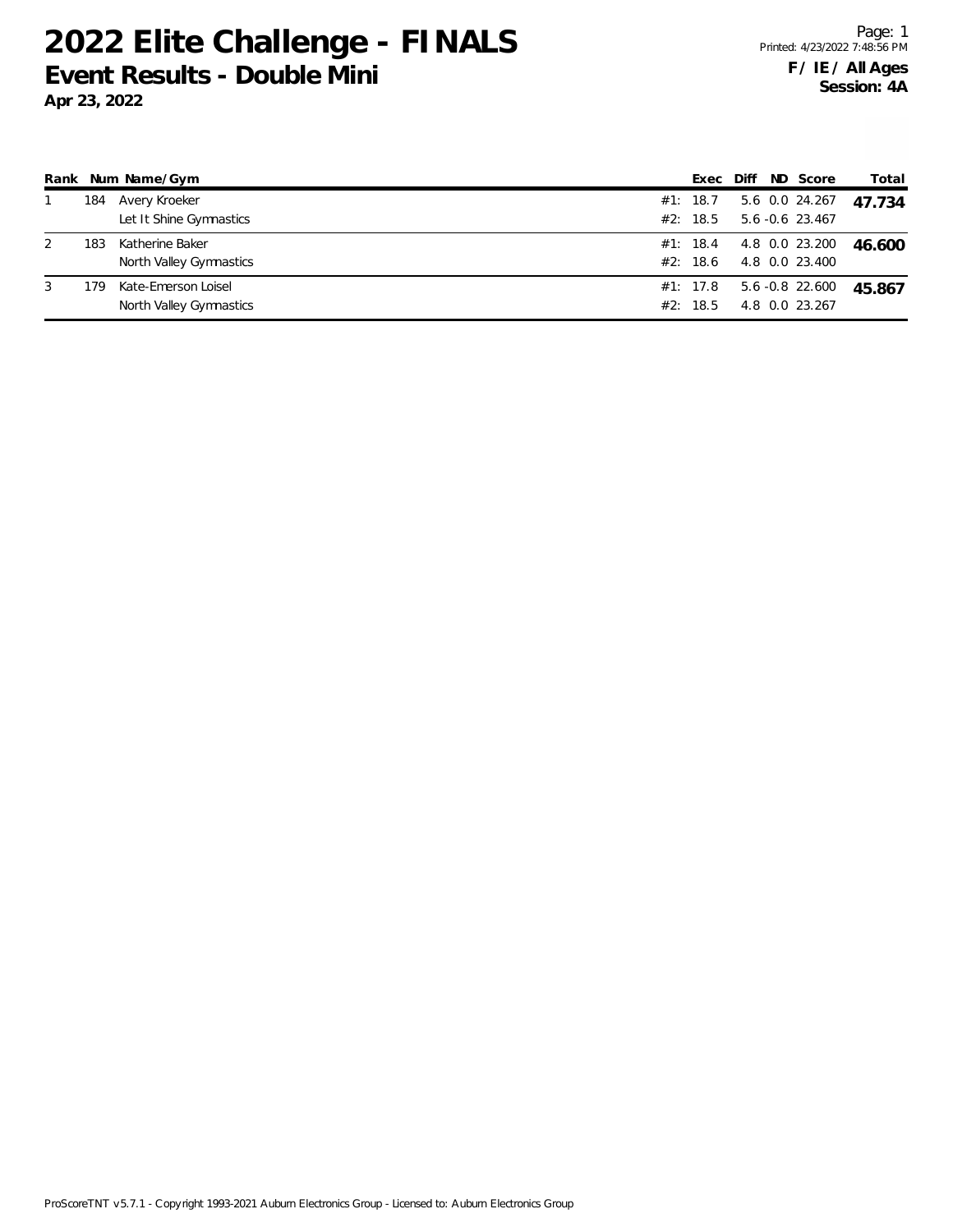# 2022 Elite Challenge - FINALS

## Event Results - Double Mini

**Apr 23, 2022**

**F / IE / All Ages**
**Session: 4A**

| Rank | Num | Name/Gym | | Exec | Diff | ND | Score | Total |
|---|---|---|---|---|---|---|---|---|
| 1 | 184 | Avery Kroeker | #1: | 18.7 | 5.6 | 0.0 | 24.267 | **47.734** |
| | | Let It Shine Gymnastics | #2: | 18.5 | 5.6 | -0.6 | 23.467 | |
| 2 | 183 | Katherine Baker | #1: | 18.4 | 4.8 | 0.0 | 23.200 | **46.600** |
| | | North Valley Gymnastics | #2: | 18.6 | 4.8 | 0.0 | 23.400 | |
| 3 | 179 | Kate-Emerson Loisel | #1: | 17.8 | 5.6 | -0.8 | 22.600 | **45.867** |
| | | North Valley Gymnastics | #2: | 18.5 | 4.8 | 0.0 | 23.267 | |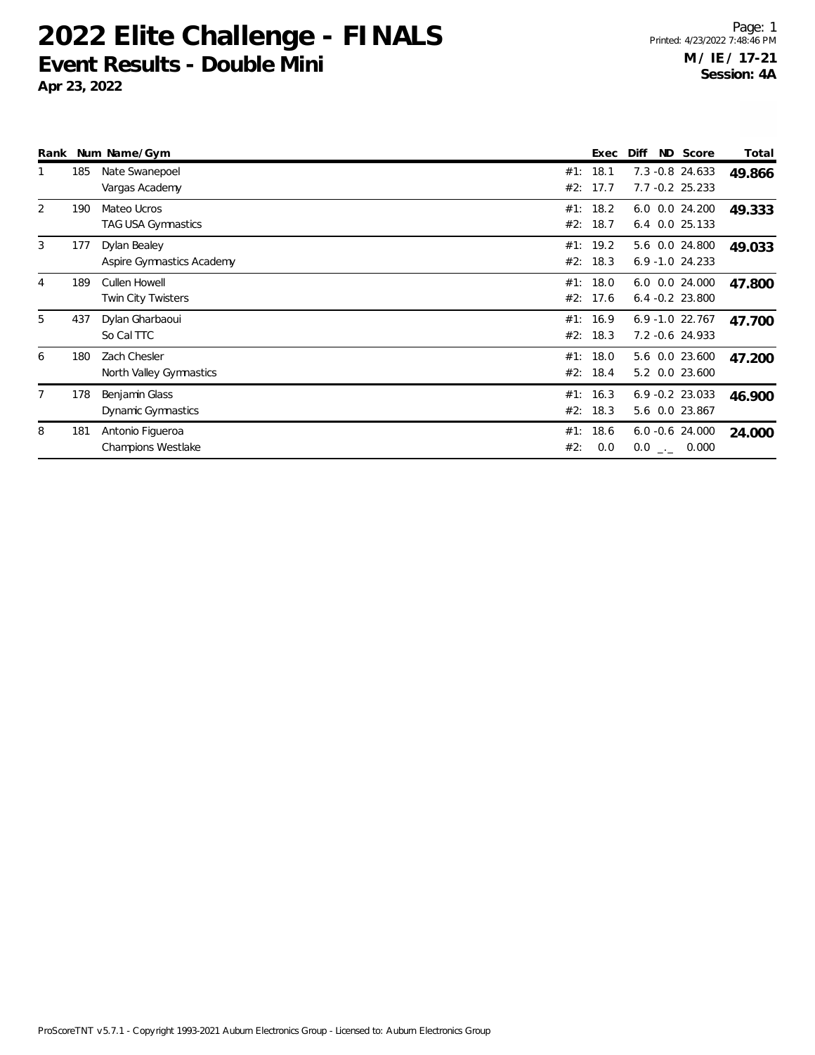# 2022 Elite Challenge - FINALS

## Event Results - Double Mini

**Apr 23, 2022**

**M / IE / 17-21**
**Session: 4A**

| Rank | Num | Name/Gym | | Exec | Diff | ND | Score | Total |
|---|---|---|---|---|---|---|---|---|
| 1 | 185 | Nate Swanepoel | #1: | 18.1 | 7.3 | -0.8 | 24.633 | **49.866** |
| | | Vargas Academy | #2: | 17.7 | 7.7 | -0.2 | 25.233 | |
| 2 | 190 | Mateo Ucros | #1: | 18.2 | 6.0 | 0.0 | 24.200 | **49.333** |
| | | TAG USA Gymnastics | #2: | 18.7 | 6.4 | 0.0 | 25.133 | |
| 3 | 177 | Dylan Bealey | #1: | 19.2 | 5.6 | 0.0 | 24.800 | **49.033** |
| | | Aspire Gymnastics Academy | #2: | 18.3 | 6.9 | -1.0 | 24.233 | |
| 4 | 189 | Cullen Howell | #1: | 18.0 | 6.0 | 0.0 | 24.000 | **47.800** |
| | | Twin City Twisters | #2: | 17.6 | 6.4 | -0.2 | 23.800 | |
| 5 | 437 | Dylan Gharbaoui | #1: | 16.9 | 6.9 | -1.0 | 22.767 | **47.700** |
| | | So Cal TTC | #2: | 18.3 | 7.2 | -0.6 | 24.933 | |
| 6 | 180 | Zach Chesler | #1: | 18.0 | 5.6 | 0.0 | 23.600 | **47.200** |
| | | North Valley Gymnastics | #2: | 18.4 | 5.2 | 0.0 | 23.600 | |
| 7 | 178 | Benjamin Glass | #1: | 16.3 | 6.9 | -0.2 | 23.033 | **46.900** |
| | | Dynamic Gymnastics | #2: | 18.3 | 5.6 | 0.0 | 23.867 | |
| 8 | 181 | Antonio Figueroa | #1: | 18.6 | 6.0 | -0.6 | 24.000 | **24.000** |
| | | Champions Westlake | #2: | 0.0 | 0.0 | _._ | 0.000 | |

ProScoreTNT v5.7.1 - Copyright 1993-2021 Auburn Electronics Group - Licensed to: Auburn Electronics Group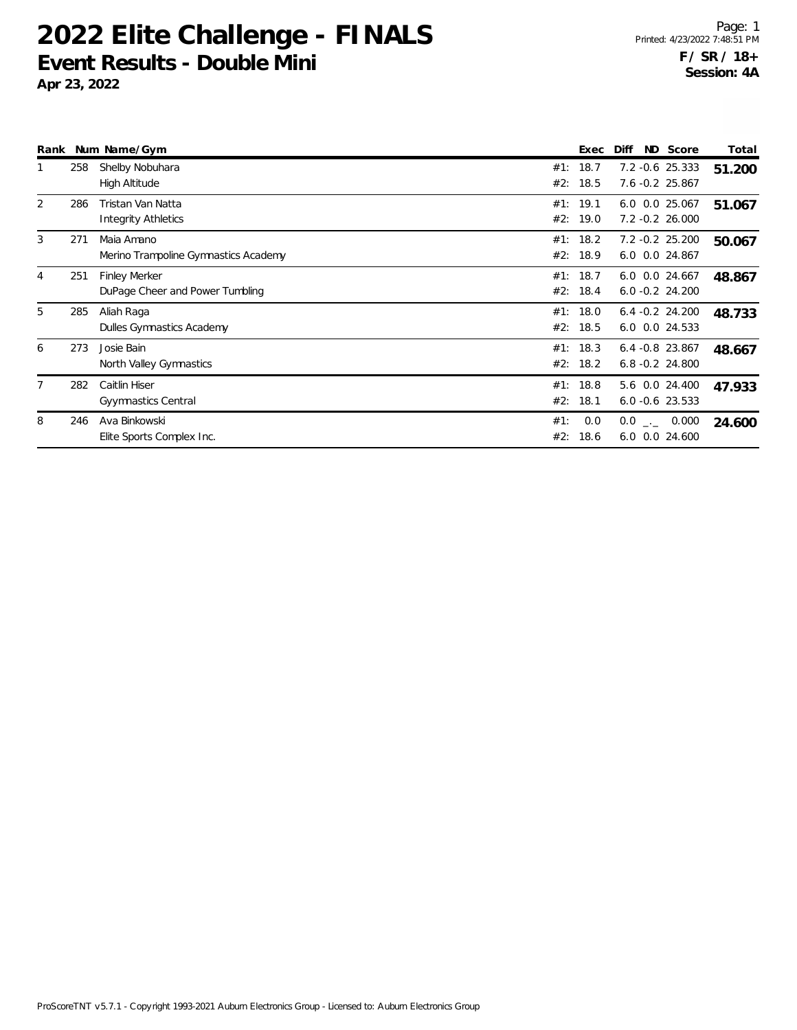# 2022 Elite Challenge - FINALS

## Event Results - Double Mini

**Apr 23, 2022**

**F / SR / 18+**
**Session: 4A**

| Rank | Num | Name/Gym | | Exec | Diff | ND | Score | Total |
|---|---|---|---|---|---|---|---|---|
| 1 | 258 | Shelby Nobuhara | #1: | 18.7 | 7.2 | -0.6 | 25.333 | **51.200** |
| | | High Altitude | #2: | 18.5 | 7.6 | -0.2 | 25.867 | |
| 2 | 286 | Tristan Van Natta | #1: | 19.1 | 6.0 | 0.0 | 25.067 | **51.067** |
| | | Integrity Athletics | #2: | 19.0 | 7.2 | -0.2 | 26.000 | |
| 3 | 271 | Maia Amano | #1: | 18.2 | 7.2 | -0.2 | 25.200 | **50.067** |
| | | Merino Trampoline Gymnastics Academy | #2: | 18.9 | 6.0 | 0.0 | 24.867 | |
| 4 | 251 | Finley Merker | #1: | 18.7 | 6.0 | 0.0 | 24.667 | **48.867** |
| | | DuPage Cheer and Power Tumbling | #2: | 18.4 | 6.0 | -0.2 | 24.200 | |
| 5 | 285 | Aliah Raga | #1: | 18.0 | 6.4 | -0.2 | 24.200 | **48.733** |
| | | Dulles Gymnastics Academy | #2: | 18.5 | 6.0 | 0.0 | 24.533 | |
| 6 | 273 | Josie Bain | #1: | 18.3 | 6.4 | -0.8 | 23.867 | **48.667** |
| | | North Valley Gymnastics | #2: | 18.2 | 6.8 | -0.2 | 24.800 | |
| 7 | 282 | Caitlin Hiser | #1: | 18.8 | 5.6 | 0.0 | 24.400 | **47.933** |
| | | Gyymnastics Central | #2: | 18.1 | 6.0 | -0.6 | 23.533 | |
| 8 | 246 | Ava Binkowski | #1: | 0.0 | 0.0 | _._ | 0.000 | **24.600** |
| | | Elite Sports Complex Inc. | #2: | 18.6 | 6.0 | 0.0 | 24.600 | |

ProScoreTNT v5.7.1 - Copyright 1993-2021 Auburn Electronics Group - Licensed to: Auburn Electronics Group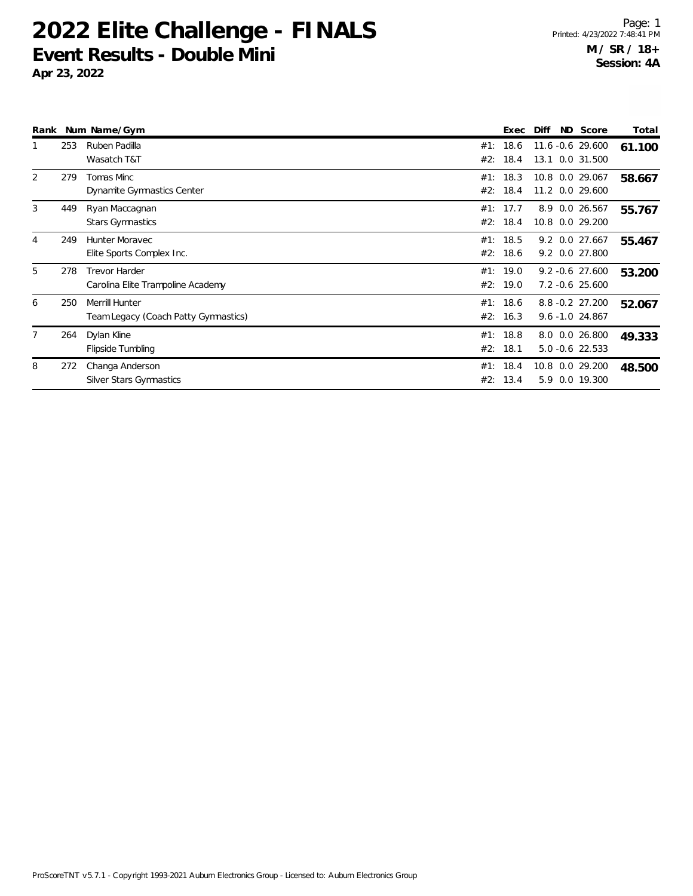# 2022 Elite Challenge - FINALS

## Event Results - Double Mini

**Apr 23, 2022**

Printed: 4/23/2022 7:48:41 PM

**M / SR / 18+**
**Session: 4A**

| Rank | Num | Name/Gym | | Exec | Diff | ND | Score | Total |
|---|---|---|---|---|---|---|---|---|
| 1 | 253 | Ruben Padilla | #1: | 18.6 | 11.6 | -0.6 | 29.600 | **61.100** |
| | | Wasatch T&T | #2: | 18.4 | 13.1 | 0.0 | 31.500 | |
| 2 | 279 | Tomas Minc | #1: | 18.3 | 10.8 | 0.0 | 29.067 | **58.667** |
| | | Dynamite Gymnastics Center | #2: | 18.4 | 11.2 | 0.0 | 29.600 | |
| 3 | 449 | Ryan Maccagnan | #1: | 17.7 | 8.9 | 0.0 | 26.567 | **55.767** |
| | | Stars Gymnastics | #2: | 18.4 | 10.8 | 0.0 | 29.200 | |
| 4 | 249 | Hunter Moravec | #1: | 18.5 | 9.2 | 0.0 | 27.667 | **55.467** |
| | | Elite Sports Complex Inc. | #2: | 18.6 | 9.2 | 0.0 | 27.800 | |
| 5 | 278 | Trevor Harder | #1: | 19.0 | 9.2 | -0.6 | 27.600 | **53.200** |
| | | Carolina Elite Trampoline Academy | #2: | 19.0 | 7.2 | -0.6 | 25.600 | |
| 6 | 250 | Merrill Hunter | #1: | 18.6 | 8.8 | -0.2 | 27.200 | **52.067** |
| | | Team Legacy (Coach Patty Gymnastics) | #2: | 16.3 | 9.6 | -1.0 | 24.867 | |
| 7 | 264 | Dylan Kline | #1: | 18.8 | 8.0 | 0.0 | 26.800 | **49.333** |
| | | Flipside Tumbling | #2: | 18.1 | 5.0 | -0.6 | 22.533 | |
| 8 | 272 | Changa Anderson | #1: | 18.4 | 10.8 | 0.0 | 29.200 | **48.500** |
| | | Silver Stars Gymnastics | #2: | 13.4 | 5.9 | 0.0 | 19.300 | |

ProScoreTNT v5.7.1 - Copyright 1993-2021 Auburn Electronics Group - Licensed to: Auburn Electronics Group